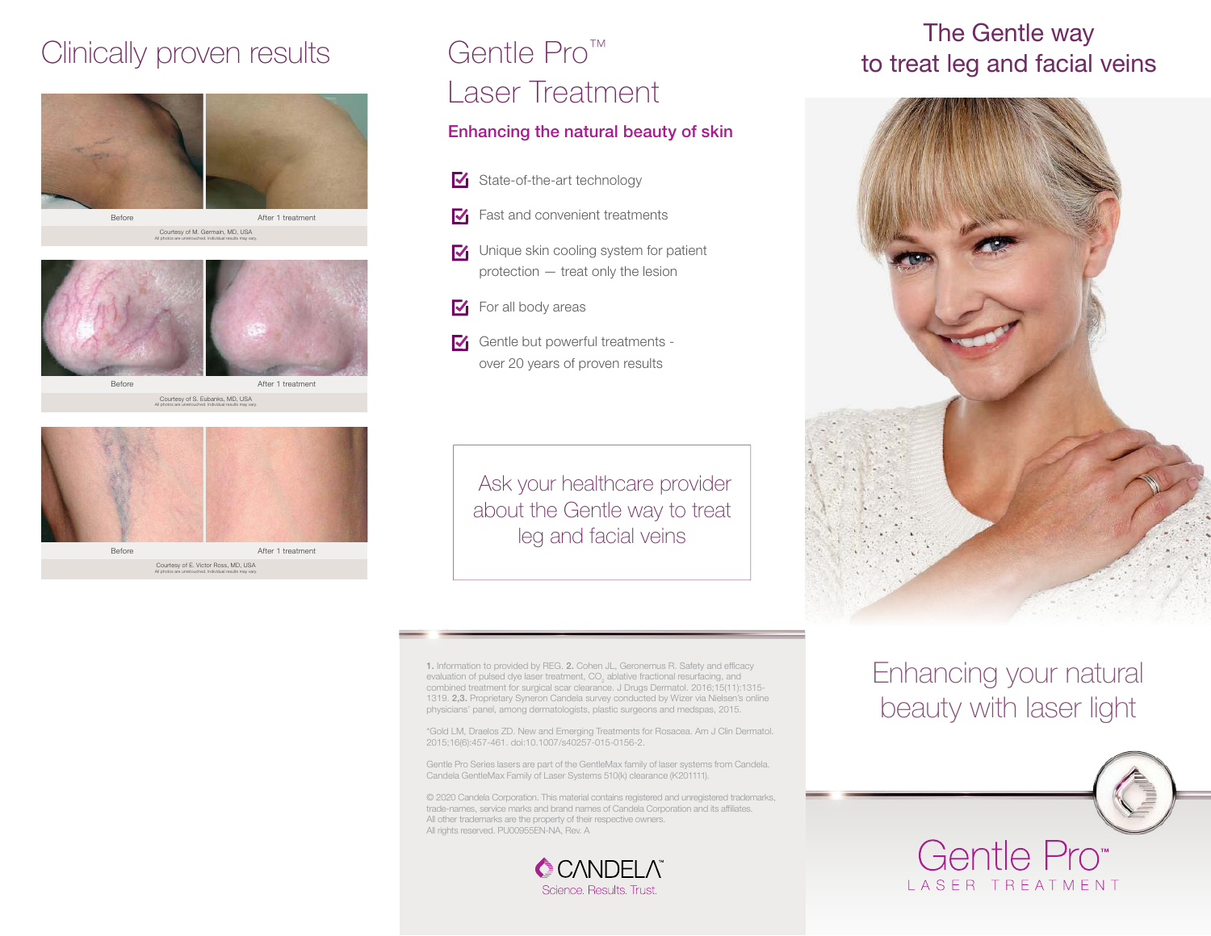# Clinically proven results

Before | After 1 treatment

Courtesy of M. Germain, MD, USA
All photos are unretouched. Individual results may vary.

Before | After 1 treatment

Courtesy of S. Eubanks, MD, USA
All photos are unretouched. Individual results may vary.

Before | After 1 treatment

Courtesy of E. Victor Ross, MD, USA
All photos are unretouched. Individual results may vary.

# Gentle Pro™ Laser Treatment

## Enhancing the natural beauty of skin

- State-of-the-art technology
- Fast and convenient treatments
- Unique skin cooling system for patient protection — treat only the lesion
- For all body areas
- Gentle but powerful treatments - over 20 years of proven results

Ask your healthcare provider about the Gentle way to treat leg and facial veins

**1.** Information to provided by REG. **2.** Cohen JL, Geronemus R. Safety and efficacy evaluation of pulsed dye laser treatment, $CO_2$ ablative fractional resurfacing, and combined treatment for surgical scar clearance. J Drugs Dermatol. 2016;15(11):1315-1319. **2,3.** Proprietary Syneron Candela survey conducted by Wizer via Nielsen's online physicians' panel, among dermatologists, plastic surgeons and medspas, 2015.

*Gold LM, Draelos ZD. New and Emerging Treatments for Rosacea. Am J Clin Dermatol. 2015;16(6):457-461. doi:10.1007/s40257-015-0156-2.

Gentle Pro Series lasers are part of the GentleMax family of laser systems from Candela. Candela GentleMax Family of Laser Systems 510(k) clearance (K201111).

© 2020 Candela Corporation. This material contains registered and unregistered trademarks, trade-names, service marks and brand names of Candela Corporation and its affiliates. All other trademarks are the property of their respective owners. All rights reserved. PU00955EN-NA, Rev. A

CANDELA™
Science. Results. Trust.

# The Gentle way to treat leg and facial veins

Enhancing your natural beauty with laser light

Gentle Pro™
LASER TREATMENT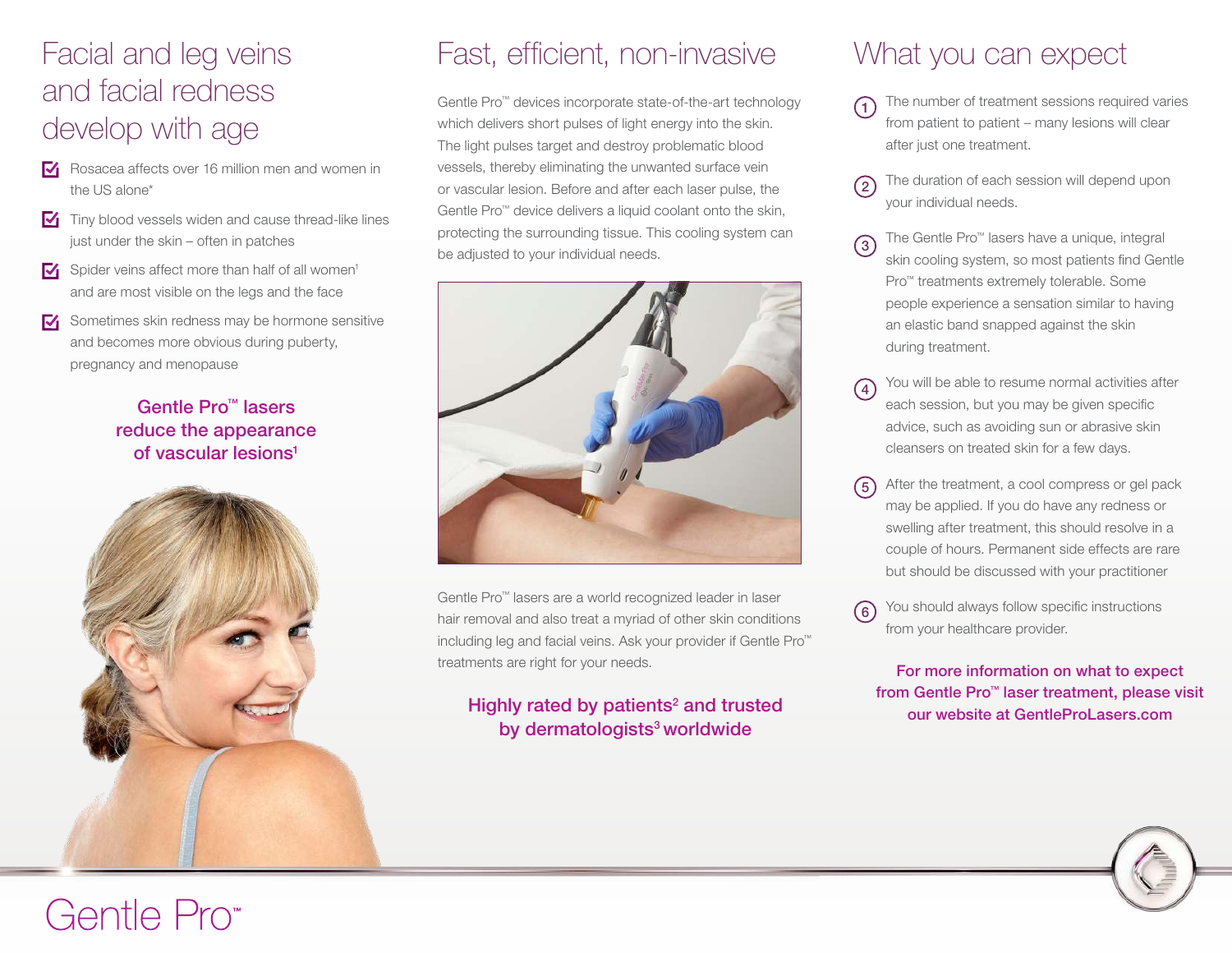# Facial and leg veins and facial redness develop with age

- Rosacea affects over 16 million men and women in the US alone*
- Tiny blood vessels widen and cause thread-like lines just under the skin – often in patches
- Spider veins affect more than half of all women[1] and are most visible on the legs and the face
- Sometimes skin redness may be hormone sensitive and becomes more obvious during puberty, pregnancy and menopause

**Gentle Pro™ lasers reduce the appearance of vascular lesions[1]**

# Fast, efficient, non-invasive

Gentle Pro™ devices incorporate state-of-the-art technology which delivers short pulses of light energy into the skin. The light pulses target and destroy problematic blood vessels, thereby eliminating the unwanted surface vein or vascular lesion. Before and after each laser pulse, the Gentle Pro™ device delivers a liquid coolant onto the skin, protecting the surrounding tissue. This cooling system can be adjusted to your individual needs.

Gentle Pro™ lasers are a world recognized leader in laser hair removal and also treat a myriad of other skin conditions including leg and facial veins. Ask your provider if Gentle Pro™ treatments are right for your needs.

**Highly rated by patients[2] and trusted by dermatologists[3] worldwide**

# What you can expect

1. The number of treatment sessions required varies from patient to patient – many lesions will clear after just one treatment.
2. The duration of each session will depend upon your individual needs.
3. The Gentle Pro™ lasers have a unique, integral skin cooling system, so most patients find Gentle Pro™ treatments extremely tolerable. Some people experience a sensation similar to having an elastic band snapped against the skin during treatment.
4. You will be able to resume normal activities after each session, but you may be given specific advice, such as avoiding sun or abrasive skin cleansers on treated skin for a few days.
5. After the treatment, a cool compress or gel pack may be applied. If you do have any redness or swelling after treatment, this should resolve in a couple of hours. Permanent side effects are rare but should be discussed with your practitioner
6. You should always follow specific instructions from your healthcare provider.

**For more information on what to expect from Gentle Pro™ laser treatment, please visit our website at GentleProLasers.com**

Gentle Pro™